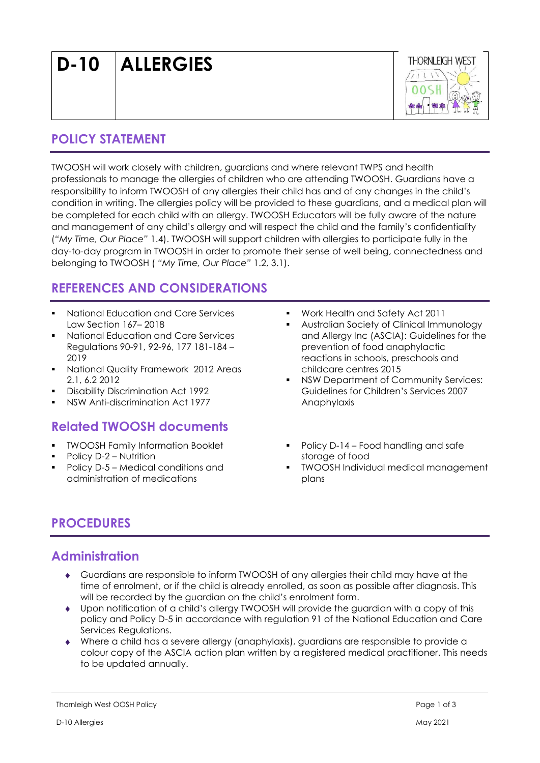# D-10 ALLERGIES

## POLICY STATEMENT

TWOOSH will work closely with children, guardians and where relevant TWPS and health professionals to manage the allergies of children who are attending TWOOSH. Guardians have a responsibility to inform TWOOSH of any allergies their child has and of any changes in the child's condition in writing. The allergies policy will be provided to these guardians, and a medical plan will be completed for each child with an allergy. TWOOSH Educators will be fully aware of the nature and management of any child's allergy and will respect the child and the family's confidentiality (*"My Time, Our Place"* 1.4). TWOOSH will support children with allergies to participate fully in the day-to-day program in TWOOSH in order to promote their sense of well being, connectedness and belonging to TWOOSH ( *"My Time, Our Place"* 1.2, 3.1).

## REFERENCES AND CONSIDERATIONS

- National Education and Care Services Law Section 167– 2018
- National Education and Care Services Regulations 90-91, 92-96, 177 181-184 – 2019
- National Quality Framework 2012 Areas 2.1, 6.2 2012
- Disability Discrimination Act 1992
- NSW Anti-discrimination Act 1977
- Work Health and Safety Act 2011
- Australian Society of Clinical Immunology and Allergy Inc (ASCIA): Guidelines for the prevention of food anaphylactic reactions in schools, preschools and childcare centres 2015
- NSW Department of Community Services: Guidelines for Children's Services 2007 Anaphylaxis

## Related TWOOSH documents

- TWOOSH Family Information Booklet
- Policy D-2 – Nutrition
- Policy D-5 – Medical conditions and administration of medications
- Policy D-14 – Food handling and safe storage of food
- TWOOSH Individual medical management plans

## PROCEDURES

### Administration

- Guardians are responsible to inform TWOOSH of any allergies their child may have at the time of enrolment, or if the child is already enrolled, as soon as possible after diagnosis. This will be recorded by the guardian on the child's enrolment form.
- Upon notification of a child's allergy TWOOSH will provide the guardian with a copy of this policy and Policy D-5 in accordance with regulation 91 of the National Education and Care Services Regulations.
- Where a child has a severe allergy (anaphylaxis), guardians are responsible to provide a colour copy of the ASCIA action plan written by a registered medical practitioner. This needs to be updated annually.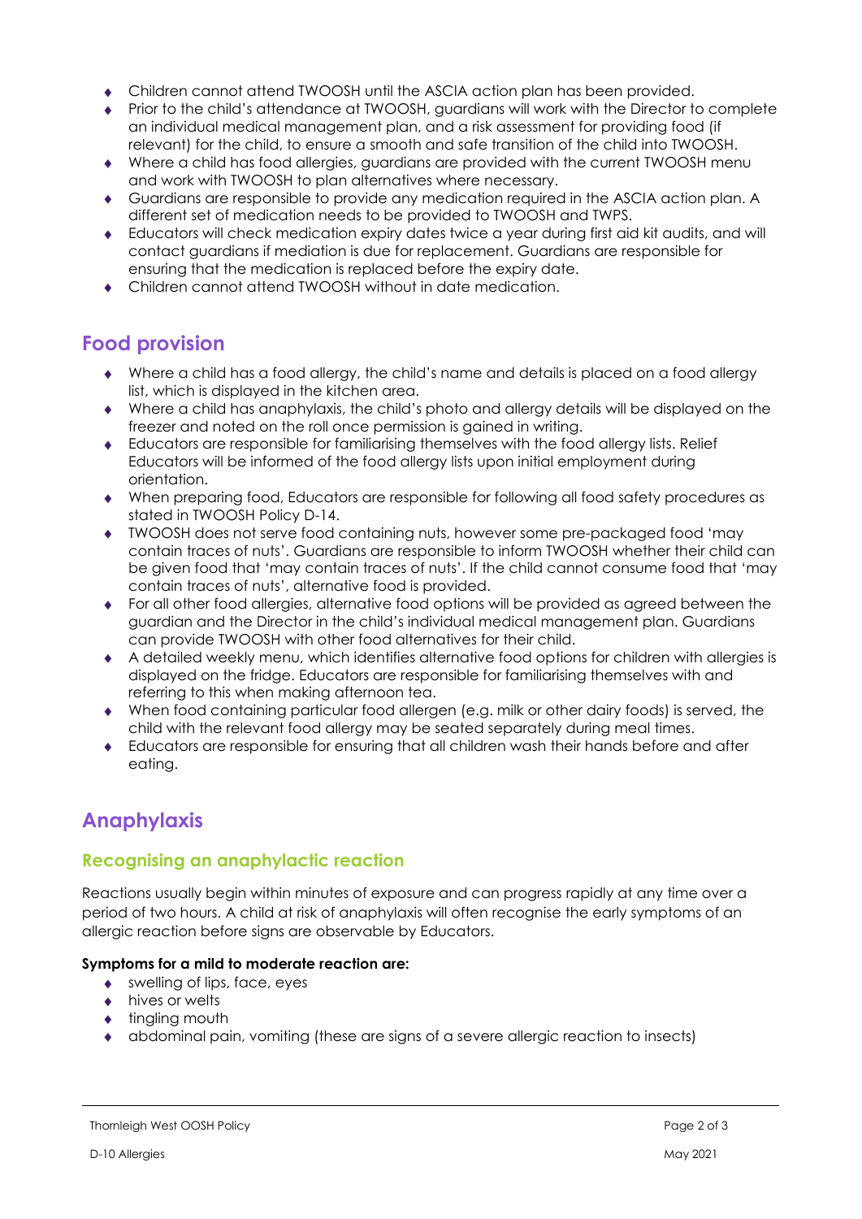- Children cannot attend TWOOSH until the ASCIA action plan has been provided.
- Prior to the child's attendance at TWOOSH, guardians will work with the Director to complete an individual medical management plan, and a risk assessment for providing food (if relevant) for the child, to ensure a smooth and safe transition of the child into TWOOSH.
- Where a child has food allergies, guardians are provided with the current TWOOSH menu and work with TWOOSH to plan alternatives where necessary.
- Guardians are responsible to provide any medication required in the ASCIA action plan. A different set of medication needs to be provided to TWOOSH and TWPS.
- Educators will check medication expiry dates twice a year during first aid kit audits, and will contact guardians if mediation is due for replacement. Guardians are responsible for ensuring that the medication is replaced before the expiry date.
- Children cannot attend TWOOSH without in date medication.

## Food provision

- Where a child has a food allergy, the child's name and details is placed on a food allergy list, which is displayed in the kitchen area.
- Where a child has anaphylaxis, the child's photo and allergy details will be displayed on the freezer and noted on the roll once permission is gained in writing.
- Educators are responsible for familiarising themselves with the food allergy lists. Relief Educators will be informed of the food allergy lists upon initial employment during orientation.
- When preparing food, Educators are responsible for following all food safety procedures as stated in TWOOSH Policy D-14.
- TWOOSH does not serve food containing nuts, however some pre-packaged food 'may contain traces of nuts'. Guardians are responsible to inform TWOOSH whether their child can be given food that 'may contain traces of nuts'. If the child cannot consume food that 'may contain traces of nuts', alternative food is provided.
- For all other food allergies, alternative food options will be provided as agreed between the guardian and the Director in the child's individual medical management plan. Guardians can provide TWOOSH with other food alternatives for their child.
- A detailed weekly menu, which identifies alternative food options for children with allergies is displayed on the fridge. Educators are responsible for familiarising themselves with and referring to this when making afternoon tea.
- When food containing particular food allergen (e.g. milk or other dairy foods) is served, the child with the relevant food allergy may be seated separately during meal times.
- Educators are responsible for ensuring that all children wash their hands before and after eating.

# Anaphylaxis

## Recognising an anaphylactic reaction

Reactions usually begin within minutes of exposure and can progress rapidly at any time over a period of two hours. A child at risk of anaphylaxis will often recognise the early symptoms of an allergic reaction before signs are observable by Educators.

**Symptoms for a mild to moderate reaction are:**

- swelling of lips, face, eyes
- hives or welts
- tingling mouth
- abdominal pain, vomiting (these are signs of a severe allergic reaction to insects)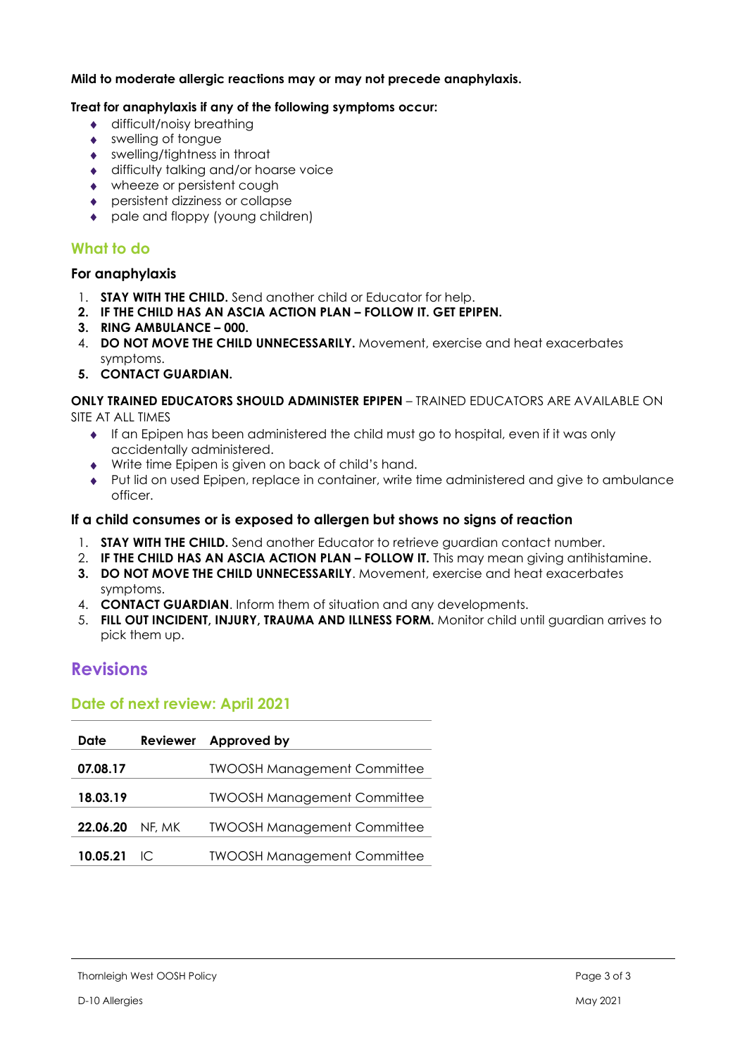**Mild to moderate allergic reactions may or may not precede anaphylaxis.**

**Treat for anaphylaxis if any of the following symptoms occur:**

- difficult/noisy breathing
- swelling of tongue
- swelling/tightness in throat
- difficulty talking and/or hoarse voice
- wheeze or persistent cough
- persistent dizziness or collapse
- pale and floppy (young children)

## What to do

### For anaphylaxis

1. **STAY WITH THE CHILD.** Send another child or Educator for help.
2. **IF THE CHILD HAS AN ASCIA ACTION PLAN – FOLLOW IT. GET EPIPEN.**
3. **RING AMBULANCE – 000.**
4. **DO NOT MOVE THE CHILD UNNECESSARILY.** Movement, exercise and heat exacerbates symptoms.
5. **CONTACT GUARDIAN.**

**ONLY TRAINED EDUCATORS SHOULD ADMINISTER EPIPEN** – TRAINED EDUCATORS ARE AVAILABLE ON SITE AT ALL TIMES

- If an Epipen has been administered the child must go to hospital, even if it was only accidentally administered.
- Write time Epipen is given on back of child's hand.
- Put lid on used Epipen, replace in container, write time administered and give to ambulance officer.

### If a child consumes or is exposed to allergen but shows no signs of reaction

1. **STAY WITH THE CHILD.** Send another Educator to retrieve guardian contact number.
2. **IF THE CHILD HAS AN ASCIA ACTION PLAN – FOLLOW IT.** This may mean giving antihistamine.
3. **DO NOT MOVE THE CHILD UNNECESSARILY**. Movement, exercise and heat exacerbates symptoms.
4. **CONTACT GUARDIAN**. Inform them of situation and any developments.
5. **FILL OUT INCIDENT, INJURY, TRAUMA AND ILLNESS FORM.** Monitor child until guardian arrives to pick them up.

# Revisions

## Date of next review: April 2021

| Date | Reviewer | Approved by |
|---|---|---|
| **07.08.17** | | TWOOSH Management Committee |
| **18.03.19** | | TWOOSH Management Committee |
| **22.06.20** | NF, MK | TWOOSH Management Committee |
| **10.05.21** | IC | TWOOSH Management Committee |